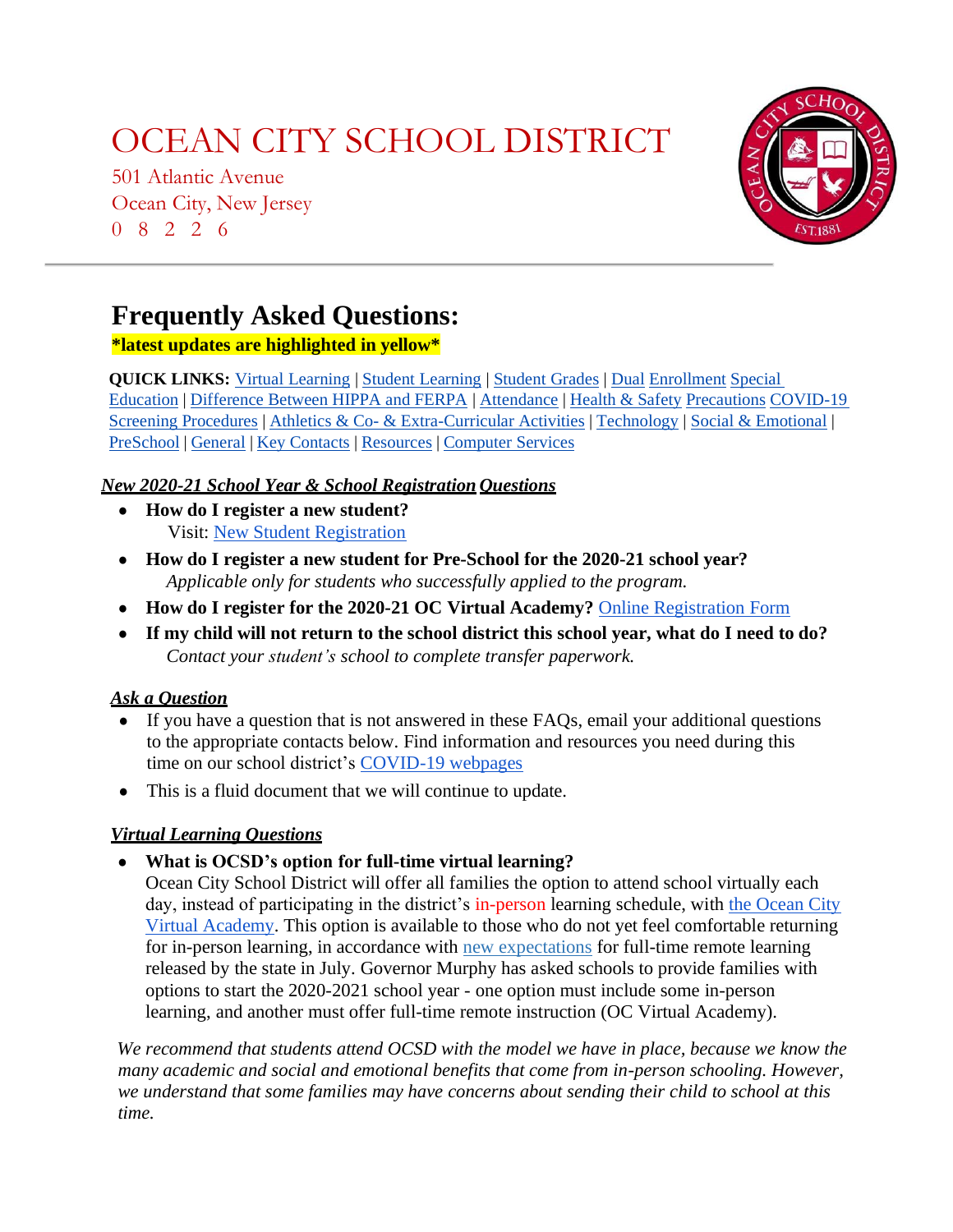# OCEAN CITY SCHOOL DISTRICT

501 Atlantic Avenue
Ocean City, New Jersey
0 8 2 2 6

## Frequently Asked Questions:

**\*latest updates are highlighted in yellow\***

**QUICK LINKS:** Virtual Learning | Student Learning | Student Grades | Dual Enrollment Special Education | Difference Between HIPPA and FERPA | Attendance | Health & Safety Precautions COVID-19 Screening Procedures | Athletics & Co- & Extra-Curricular Activities | Technology | Social & Emotional | PreSchool | General | Key Contacts | Resources | Computer Services

### ***New 2020-21 School Year & School Registration Questions***

- **How do I register a new student?**
  Visit: New Student Registration
- **How do I register a new student for Pre-School for the 2020-21 school year?**
  *Applicable only for students who successfully applied to the program.*
- **How do I register for the 2020-21 OC Virtual Academy?** Online Registration Form
- **If my child will not return to the school district this school year, what do I need to do?**
  *Contact your student's school to complete transfer paperwork.*

### ***Ask a Question***

- If you have a question that is not answered in these FAQs, email your additional questions to the appropriate contacts below. Find information and resources you need during this time on our school district's COVID-19 webpages
- This is a fluid document that we will continue to update.

### ***Virtual Learning Questions***

- **What is OCSD's option for full-time virtual learning?**
  Ocean City School District will offer all families the option to attend school virtually each day, instead of participating in the district's in-person learning schedule, with the Ocean City Virtual Academy. This option is available to those who do not yet feel comfortable returning for in-person learning, in accordance with new expectations for full-time remote learning released by the state in July. Governor Murphy has asked schools to provide families with options to start the 2020-2021 school year - one option must include some in-person learning, and another must offer full-time remote instruction (OC Virtual Academy).

*We recommend that students attend OCSD with the model we have in place, because we know the many academic and social and emotional benefits that come from in-person schooling. However, we understand that some families may have concerns about sending their child to school at this time.*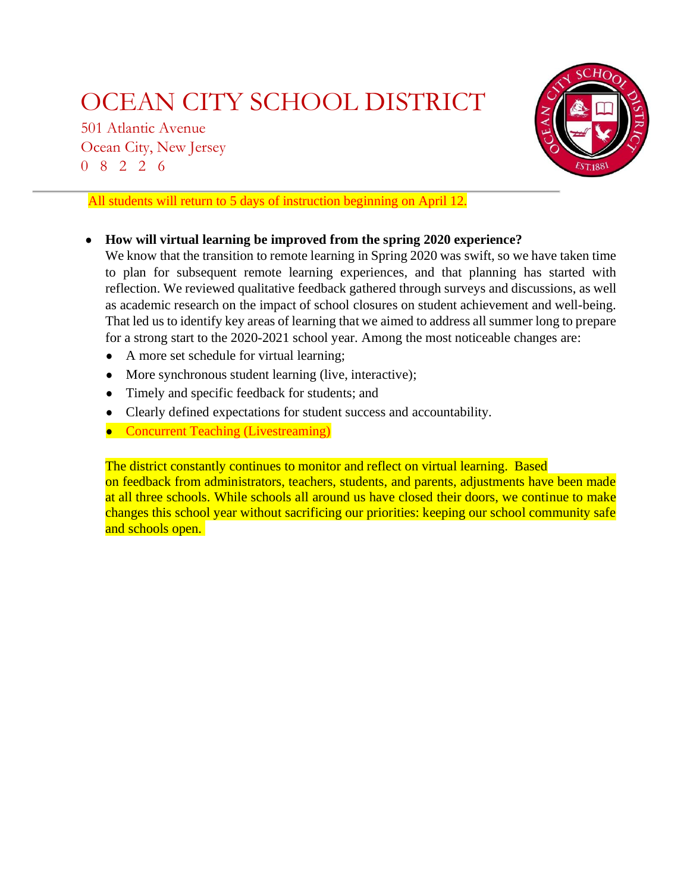# OCEAN CITY SCHOOL DISTRICT

501 Atlantic Avenue
Ocean City, New Jersey
0 8 2 2 6

All students will return to 5 days of instruction beginning on April 12.

- **How will virtual learning be improved from the spring 2020 experience?**

  We know that the transition to remote learning in Spring 2020 was swift, so we have taken time to plan for subsequent remote learning experiences, and that planning has started with reflection. We reviewed qualitative feedback gathered through surveys and discussions, as well as academic research on the impact of school closures on student achievement and well-being. That led us to identify key areas of learning that we aimed to address all summer long to prepare for a strong start to the 2020-2021 school year. Among the most noticeable changes are:

  - A more set schedule for virtual learning;
  - More synchronous student learning (live, interactive);
  - Timely and specific feedback for students; and
  - Clearly defined expectations for student success and accountability.
  - Concurrent Teaching (Livestreaming)

  The district constantly continues to monitor and reflect on virtual learning. Based on feedback from administrators, teachers, students, and parents, adjustments have been made at all three schools. While schools all around us have closed their doors, we continue to make changes this school year without sacrificing our priorities: keeping our school community safe and schools open.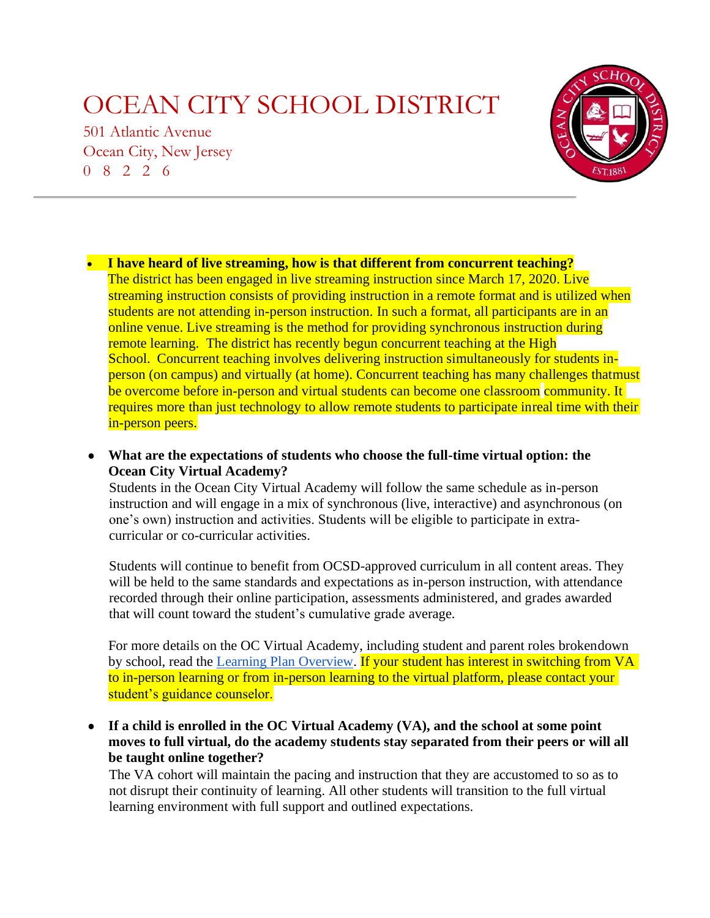# OCEAN CITY SCHOOL DISTRICT

501 Atlantic Avenue
Ocean City, New Jersey
0 8 2 2 6

- **I have heard of live streaming, how is that different from concurrent teaching?**
  The district has been engaged in live streaming instruction since March 17, 2020. Live streaming instruction consists of providing instruction in a remote format and is utilized when students are not attending in-person instruction. In such a format, all participants are in an online venue. Live streaming is the method for providing synchronous instruction during remote learning. The district has recently begun concurrent teaching at the High School. Concurrent teaching involves delivering instruction simultaneously for students in-person (on campus) and virtually (at home). Concurrent teaching has many challenges thatmust be overcome before in-person and virtual students can become one classroom community. It requires more than just technology to allow remote students to participate inreal time with their in-person peers.

- **What are the expectations of students who choose the full-time virtual option: the Ocean City Virtual Academy?**
  Students in the Ocean City Virtual Academy will follow the same schedule as in-person instruction and will engage in a mix of synchronous (live, interactive) and asynchronous (on one's own) instruction and activities. Students will be eligible to participate in extra-curricular or co-curricular activities.

  Students will continue to benefit from OCSD-approved curriculum in all content areas. They will be held to the same standards and expectations as in-person instruction, with attendance recorded through their online participation, assessments administered, and grades awarded that will count toward the student's cumulative grade average.

  For more details on the OC Virtual Academy, including student and parent roles brokendown by school, read the Learning Plan Overview. If your student has interest in switching from VA to in-person learning or from in-person learning to the virtual platform, please contact your student's guidance counselor.

- **If a child is enrolled in the OC Virtual Academy (VA), and the school at some point moves to full virtual, do the academy students stay separated from their peers or will all be taught online together?**
  The VA cohort will maintain the pacing and instruction that they are accustomed to so as to not disrupt their continuity of learning. All other students will transition to the full virtual learning environment with full support and outlined expectations.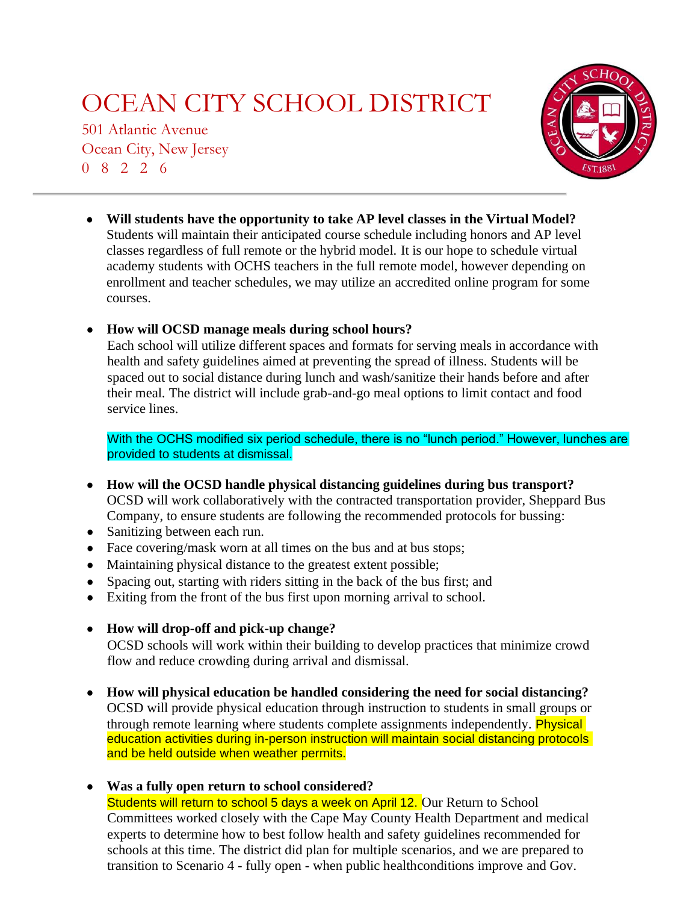# OCEAN CITY SCHOOL DISTRICT

501 Atlantic Avenue
Ocean City, New Jersey
0 8 2 2 6

- **Will students have the opportunity to take AP level classes in the Virtual Model?**
  Students will maintain their anticipated course schedule including honors and AP level classes regardless of full remote or the hybrid model. It is our hope to schedule virtual academy students with OCHS teachers in the full remote model, however depending on enrollment and teacher schedules, we may utilize an accredited online program for some courses.

- **How will OCSD manage meals during school hours?**
  Each school will utilize different spaces and formats for serving meals in accordance with health and safety guidelines aimed at preventing the spread of illness. Students will be spaced out to social distance during lunch and wash/sanitize their hands before and after their meal. The district will include grab-and-go meal options to limit contact and food service lines.

  With the OCHS modified six period schedule, there is no "lunch period." However, lunches are provided to students at dismissal.

- **How will the OCSD handle physical distancing guidelines during bus transport?**
  OCSD will work collaboratively with the contracted transportation provider, Sheppard Bus Company, to ensure students are following the recommended protocols for bussing:
- Sanitizing between each run.
- Face covering/mask worn at all times on the bus and at bus stops;
- Maintaining physical distance to the greatest extent possible;
- Spacing out, starting with riders sitting in the back of the bus first; and
- Exiting from the front of the bus first upon morning arrival to school.

- **How will drop-off and pick-up change?**
  OCSD schools will work within their building to develop practices that minimize crowd flow and reduce crowding during arrival and dismissal.

- **How will physical education be handled considering the need for social distancing?**
  OCSD will provide physical education through instruction to students in small groups or through remote learning where students complete assignments independently. Physical education activities during in-person instruction will maintain social distancing protocols and be held outside when weather permits.

- **Was a fully open return to school considered?**
  Students will return to school 5 days a week on April 12. Our Return to School Committees worked closely with the Cape May County Health Department and medical experts to determine how to best follow health and safety guidelines recommended for schools at this time. The district did plan for multiple scenarios, and we are prepared to transition to Scenario 4 - fully open - when public healthconditions improve and Gov.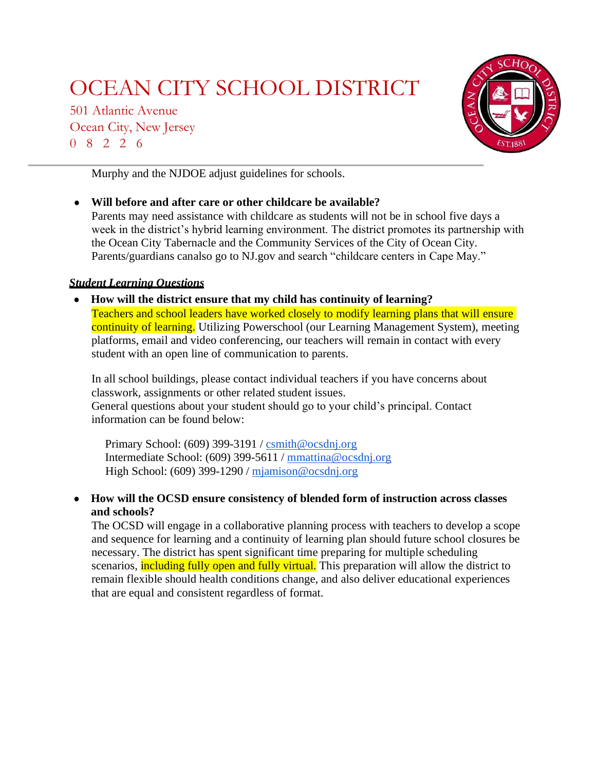Murphy and the NJDOE adjust guidelines for schools.

- **Will before and after care or other childcare be available?**
  Parents may need assistance with childcare as students will not be in school five days a week in the district's hybrid learning environment. The district promotes its partnership with the Ocean City Tabernacle and the Community Services of the City of Ocean City. Parents/guardians canalso go to NJ.gov and search "childcare centers in Cape May."

***Student Learning Questions***

- **How will the district ensure that my child has continuity of learning?**
  Teachers and school leaders have worked closely to modify learning plans that will ensure continuity of learning. Utilizing Powerschool (our Learning Management System), meeting platforms, email and video conferencing, our teachers will remain in contact with every student with an open line of communication to parents.

  In all school buildings, please contact individual teachers if you have concerns about classwork, assignments or other related student issues.
  General questions about your student should go to your child's principal. Contact information can be found below:

  Primary School: (609) 399-3191 / csmith@ocsdnj.org
  Intermediate School: (609) 399-5611 / mmattina@ocsdnj.org
  High School: (609) 399-1290 / mjamison@ocsdnj.org

- **How will the OCSD ensure consistency of blended form of instruction across classes and schools?**
  The OCSD will engage in a collaborative planning process with teachers to develop a scope and sequence for learning and a continuity of learning plan should future school closures be necessary. The district has spent significant time preparing for multiple scheduling scenarios, including fully open and fully virtual. This preparation will allow the district to remain flexible should health conditions change, and also deliver educational experiences that are equal and consistent regardless of format.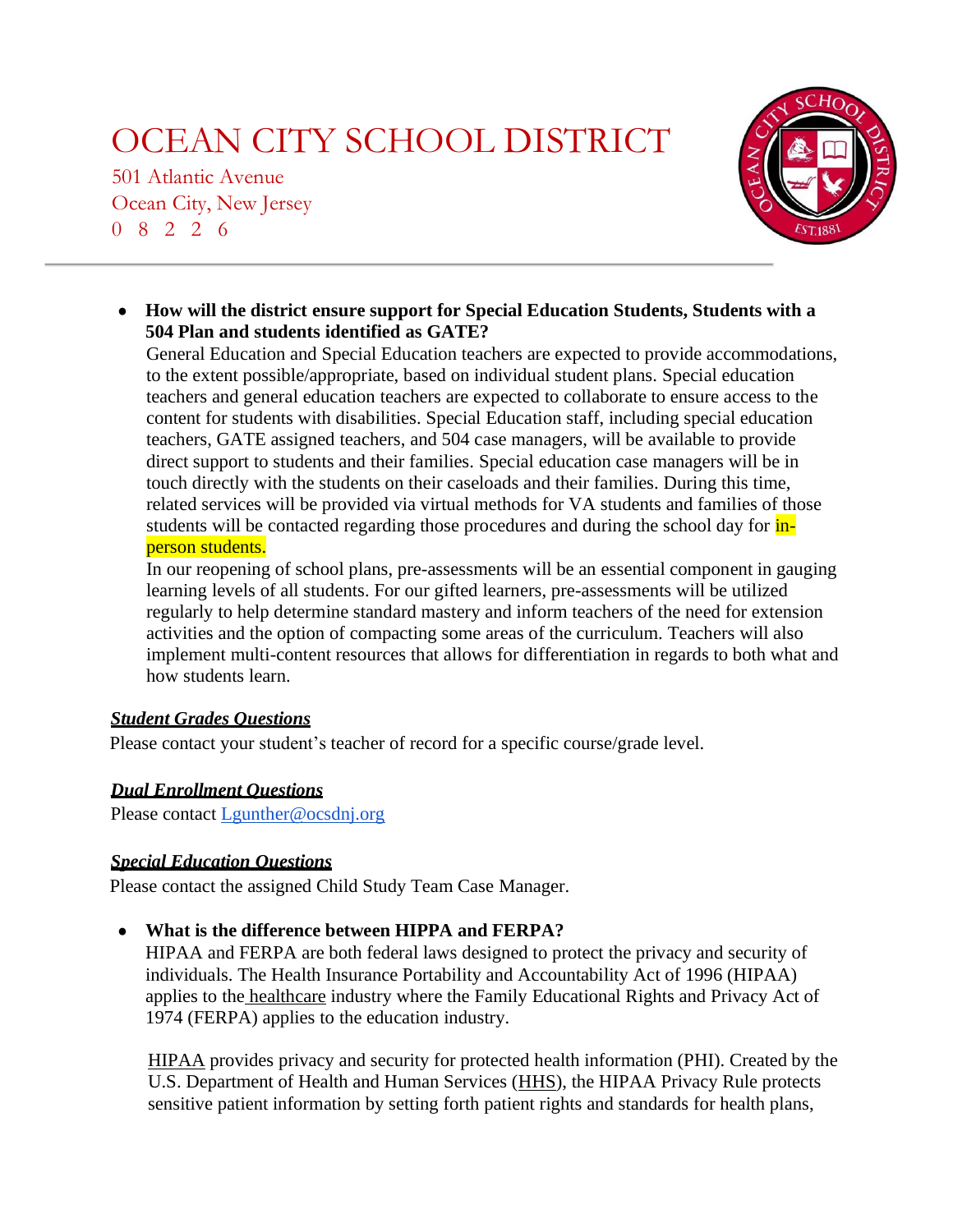# OCEAN CITY SCHOOL DISTRICT

501 Atlantic Avenue
Ocean City, New Jersey
0 8 2 2 6

---

- **How will the district ensure support for Special Education Students, Students with a 504 Plan and students identified as GATE?**
  General Education and Special Education teachers are expected to provide accommodations, to the extent possible/appropriate, based on individual student plans. Special education teachers and general education teachers are expected to collaborate to ensure access to the content for students with disabilities. Special Education staff, including special education teachers, GATE assigned teachers, and 504 case managers, will be available to provide direct support to students and their families. Special education case managers will be in touch directly with the students on their caseloads and their families. During this time, related services will be provided via virtual methods for VA students and families of those students will be contacted regarding those procedures and during the school day for in-person students.
  In our reopening of school plans, pre-assessments will be an essential component in gauging learning levels of all students. For our gifted learners, pre-assessments will be utilized regularly to help determine standard mastery and inform teachers of the need for extension activities and the option of compacting some areas of the curriculum. Teachers will also implement multi-content resources that allows for differentiation in regards to both what and how students learn.

***Student Grades Questions***

Please contact your student's teacher of record for a specific course/grade level.

***Dual Enrollment Questions***

Please contact Lgunther@ocsdnj.org

***Special Education Questions***

Please contact the assigned Child Study Team Case Manager.

- **What is the difference between HIPPA and FERPA?**
  HIPAA and FERPA are both federal laws designed to protect the privacy and security of individuals. The Health Insurance Portability and Accountability Act of 1996 (HIPAA) applies to the healthcare industry where the Family Educational Rights and Privacy Act of 1974 (FERPA) applies to the education industry.

  HIPAA provides privacy and security for protected health information (PHI). Created by the U.S. Department of Health and Human Services (HHS), the HIPAA Privacy Rule protects sensitive patient information by setting forth patient rights and standards for health plans,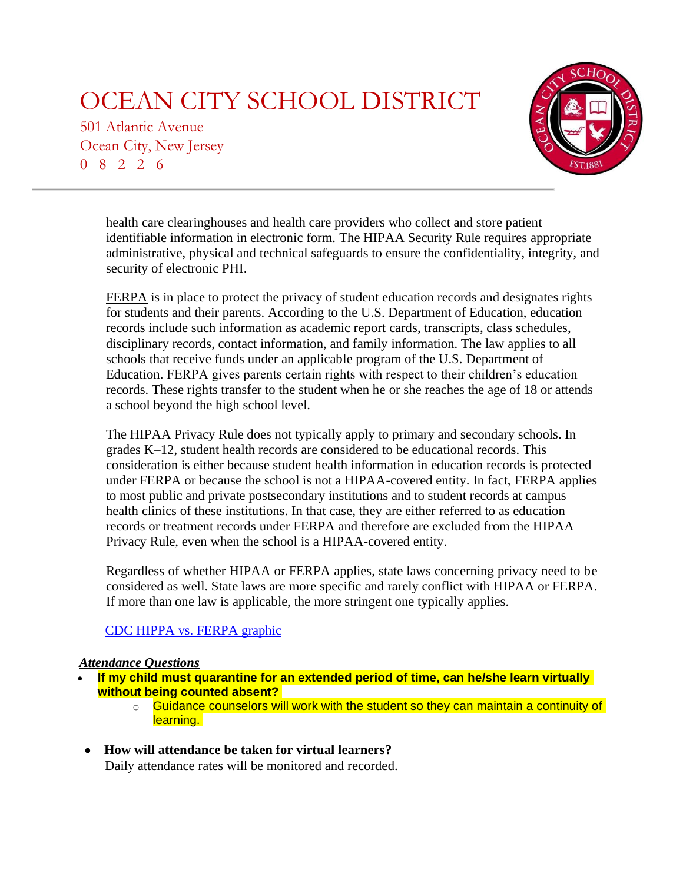health care clearinghouses and health care providers who collect and store patient identifiable information in electronic form. The HIPAA Security Rule requires appropriate administrative, physical and technical safeguards to ensure the confidentiality, integrity, and security of electronic PHI.

FERPA is in place to protect the privacy of student education records and designates rights for students and their parents. According to the U.S. Department of Education, education records include such information as academic report cards, transcripts, class schedules, disciplinary records, contact information, and family information. The law applies to all schools that receive funds under an applicable program of the U.S. Department of Education. FERPA gives parents certain rights with respect to their children's education records. These rights transfer to the student when he or she reaches the age of 18 or attends a school beyond the high school level.

The HIPAA Privacy Rule does not typically apply to primary and secondary schools. In grades K–12, student health records are considered to be educational records. This consideration is either because student health information in education records is protected under FERPA or because the school is not a HIPAA-covered entity. In fact, FERPA applies to most public and private postsecondary institutions and to student records at campus health clinics of these institutions. In that case, they are either referred to as education records or treatment records under FERPA and therefore are excluded from the HIPAA Privacy Rule, even when the school is a HIPAA-covered entity.

Regardless of whether HIPAA or FERPA applies, state laws concerning privacy need to be considered as well. State laws are more specific and rarely conflict with HIPAA or FERPA. If more than one law is applicable, the more stringent one typically applies.

CDC HIPPA vs. FERPA graphic

***Attendance Questions***

- **If my child must quarantine for an extended period of time, can he/she learn virtually without being counted absent?**
  - Guidance counselors will work with the student so they can maintain a continuity of learning.

- **How will attendance be taken for virtual learners?**
  Daily attendance rates will be monitored and recorded.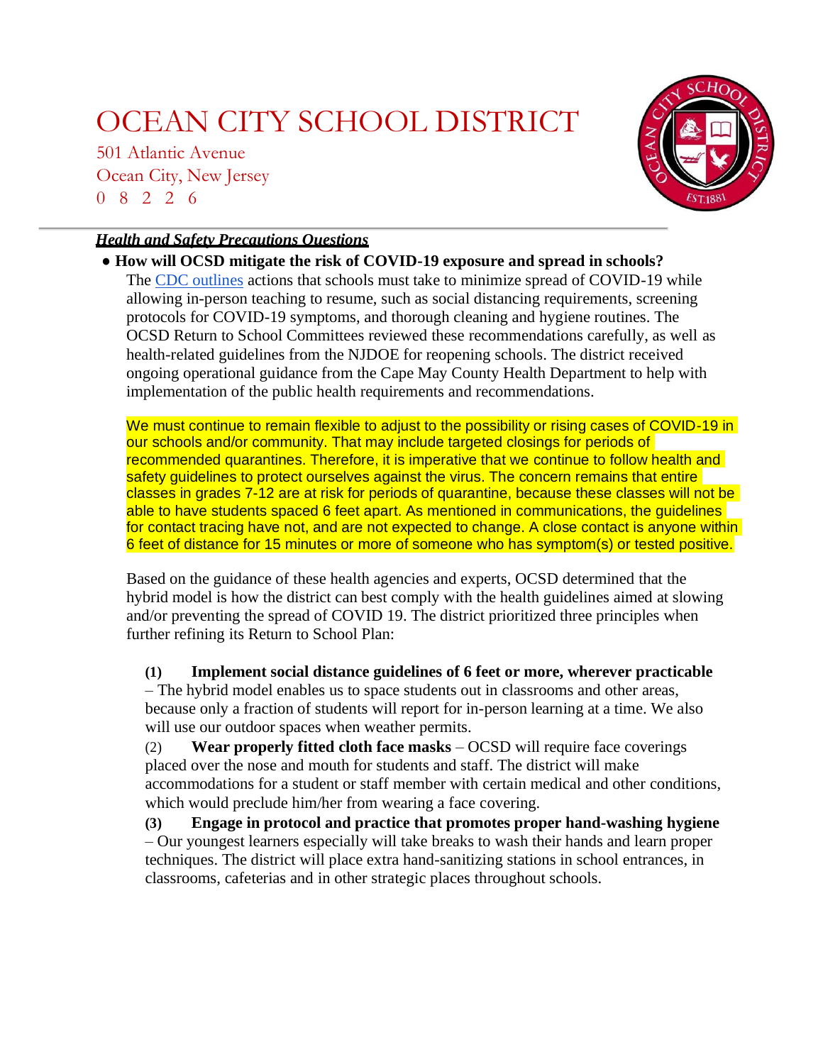# OCEAN CITY SCHOOL DISTRICT

501 Atlantic Avenue
Ocean City, New Jersey
0 8 2 2 6

***Health and Safety Precautions Questions***

- **How will OCSD mitigate the risk of COVID-19 exposure and spread in schools?**

  The CDC outlines actions that schools must take to minimize spread of COVID-19 while allowing in-person teaching to resume, such as social distancing requirements, screening protocols for COVID-19 symptoms, and thorough cleaning and hygiene routines. The OCSD Return to School Committees reviewed these recommendations carefully, as well as health-related guidelines from the NJDOE for reopening schools. The district received ongoing operational guidance from the Cape May County Health Department to help with implementation of the public health requirements and recommendations.

  We must continue to remain flexible to adjust to the possibility or rising cases of COVID-19 in our schools and/or community. That may include targeted closings for periods of recommended quarantines. Therefore, it is imperative that we continue to follow health and safety guidelines to protect ourselves against the virus. The concern remains that entire classes in grades 7-12 are at risk for periods of quarantine, because these classes will not be able to have students spaced 6 feet apart. As mentioned in communications, the guidelines for contact tracing have not, and are not expected to change. A close contact is anyone within 6 feet of distance for 15 minutes or more of someone who has symptom(s) or tested positive.

  Based on the guidance of these health agencies and experts, OCSD determined that the hybrid model is how the district can best comply with the health guidelines aimed at slowing and/or preventing the spread of COVID 19. The district prioritized three principles when further refining its Return to School Plan:

  **(1) Implement social distance guidelines of 6 feet or more, wherever practicable** – The hybrid model enables us to space students out in classrooms and other areas, because only a fraction of students will report for in-person learning at a time. We also will use our outdoor spaces when weather permits.

  (2) **Wear properly fitted cloth face masks** – OCSD will require face coverings placed over the nose and mouth for students and staff. The district will make accommodations for a student or staff member with certain medical and other conditions, which would preclude him/her from wearing a face covering.

  **(3) Engage in protocol and practice that promotes proper hand-washing hygiene** – Our youngest learners especially will take breaks to wash their hands and learn proper techniques. The district will place extra hand-sanitizing stations in school entrances, in classrooms, cafeterias and in other strategic places throughout schools.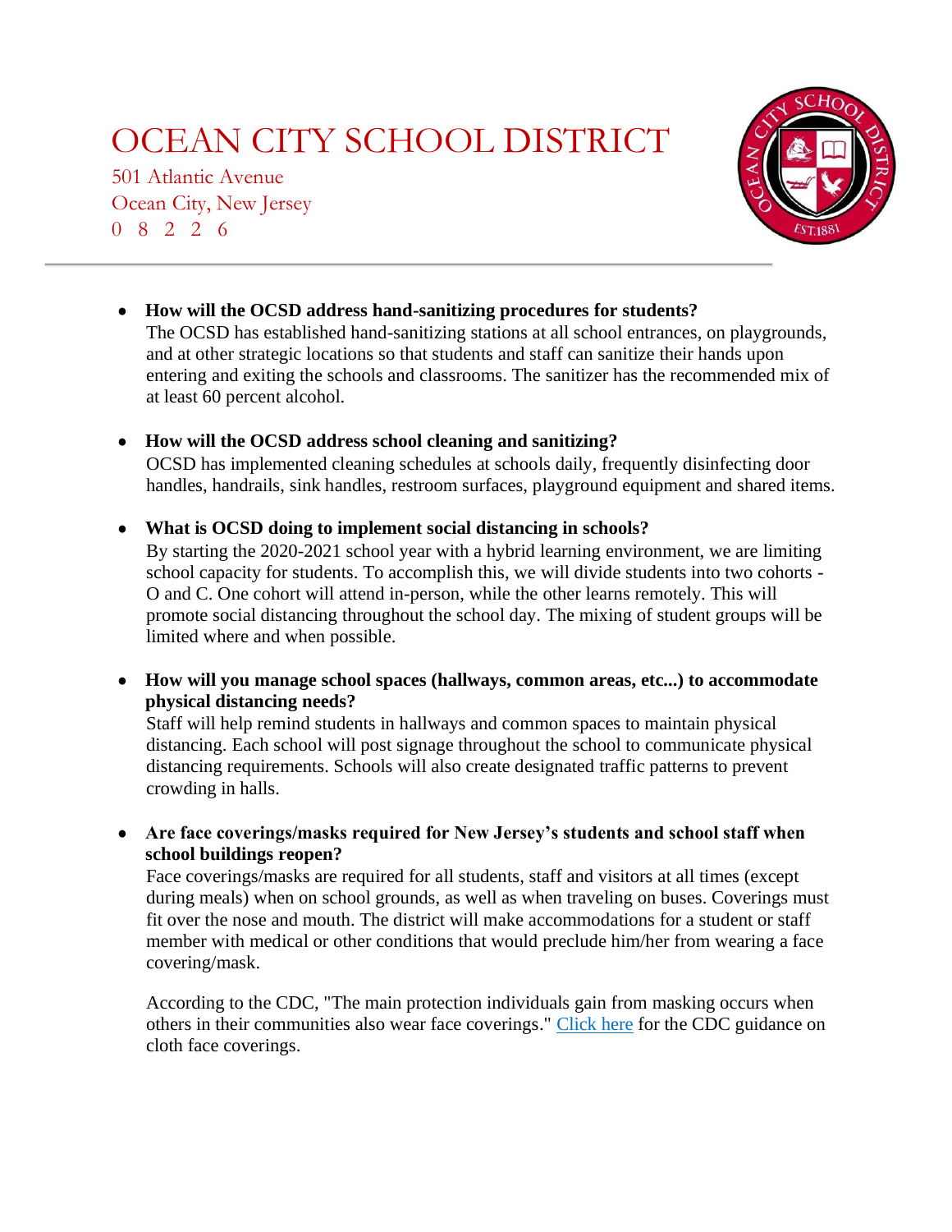# OCEAN CITY SCHOOL DISTRICT

501 Atlantic Avenue
Ocean City, New Jersey
0 8 2 2 6

---

- **How will the OCSD address hand-sanitizing procedures for students?**
  The OCSD has established hand-sanitizing stations at all school entrances, on playgrounds, and at other strategic locations so that students and staff can sanitize their hands upon entering and exiting the schools and classrooms. The sanitizer has the recommended mix of at least 60 percent alcohol.

- **How will the OCSD address school cleaning and sanitizing?**
  OCSD has implemented cleaning schedules at schools daily, frequently disinfecting door handles, handrails, sink handles, restroom surfaces, playground equipment and shared items.

- **What is OCSD doing to implement social distancing in schools?**
  By starting the 2020-2021 school year with a hybrid learning environment, we are limiting school capacity for students. To accomplish this, we will divide students into two cohorts - O and C. One cohort will attend in-person, while the other learns remotely. This will promote social distancing throughout the school day. The mixing of student groups will be limited where and when possible.

- **How will you manage school spaces (hallways, common areas, etc...) to accommodate physical distancing needs?**
  Staff will help remind students in hallways and common spaces to maintain physical distancing. Each school will post signage throughout the school to communicate physical distancing requirements. Schools will also create designated traffic patterns to prevent crowding in halls.

- **Are face coverings/masks required for New Jersey's students and school staff when school buildings reopen?**
  Face coverings/masks are required for all students, staff and visitors at all times (except during meals) when on school grounds, as well as when traveling on buses. Coverings must fit over the nose and mouth. The district will make accommodations for a student or staff member with medical or other conditions that would preclude him/her from wearing a face covering/mask.

  According to the CDC, "The main protection individuals gain from masking occurs when others in their communities also wear face coverings." Click here for the CDC guidance on cloth face coverings.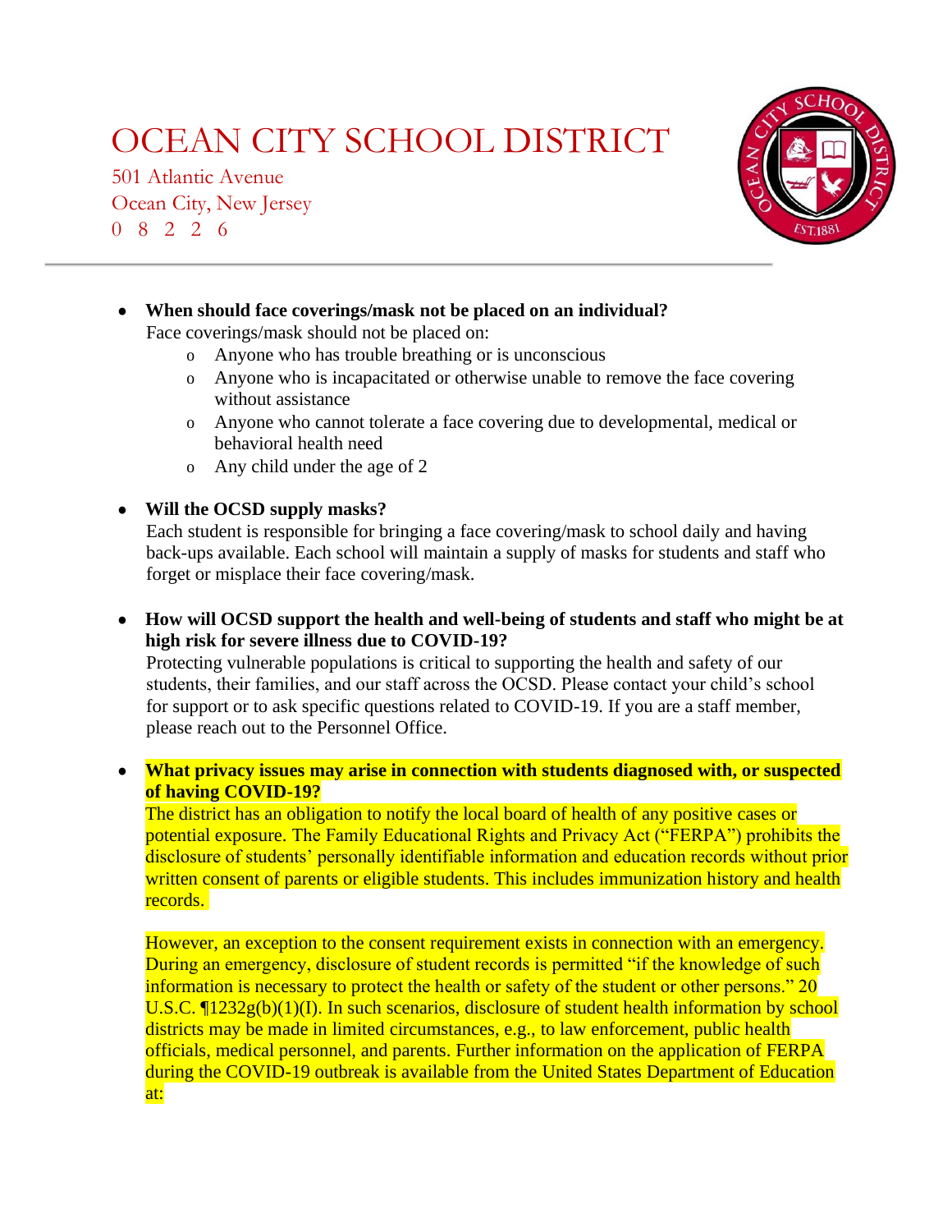- **When should face coverings/mask not be placed on an individual?**
  Face coverings/mask should not be placed on:
    - Anyone who has trouble breathing or is unconscious
    - Anyone who is incapacitated or otherwise unable to remove the face covering without assistance
    - Anyone who cannot tolerate a face covering due to developmental, medical or behavioral health need
    - Any child under the age of 2

- **Will the OCSD supply masks?**
  Each student is responsible for bringing a face covering/mask to school daily and having back-ups available. Each school will maintain a supply of masks for students and staff who forget or misplace their face covering/mask.

- **How will OCSD support the health and well-being of students and staff who might be at high risk for severe illness due to COVID-19?**
  Protecting vulnerable populations is critical to supporting the health and safety of our students, their families, and our staff across the OCSD. Please contact your child's school for support or to ask specific questions related to COVID-19. If you are a staff member, please reach out to the Personnel Office.

- **What privacy issues may arise in connection with students diagnosed with, or suspected of having COVID-19?**
  The district has an obligation to notify the local board of health of any positive cases or potential exposure. The Family Educational Rights and Privacy Act ("FERPA") prohibits the disclosure of students' personally identifiable information and education records without prior written consent of parents or eligible students. This includes immunization history and health records.

  However, an exception to the consent requirement exists in connection with an emergency. During an emergency, disclosure of student records is permitted "if the knowledge of such information is necessary to protect the health or safety of the student or other persons." 20 U.S.C. ¶1232g(b)(1)(I). In such scenarios, disclosure of student health information by school districts may be made in limited circumstances, e.g., to law enforcement, public health officials, medical personnel, and parents. Further information on the application of FERPA during the COVID-19 outbreak is available from the United States Department of Education at: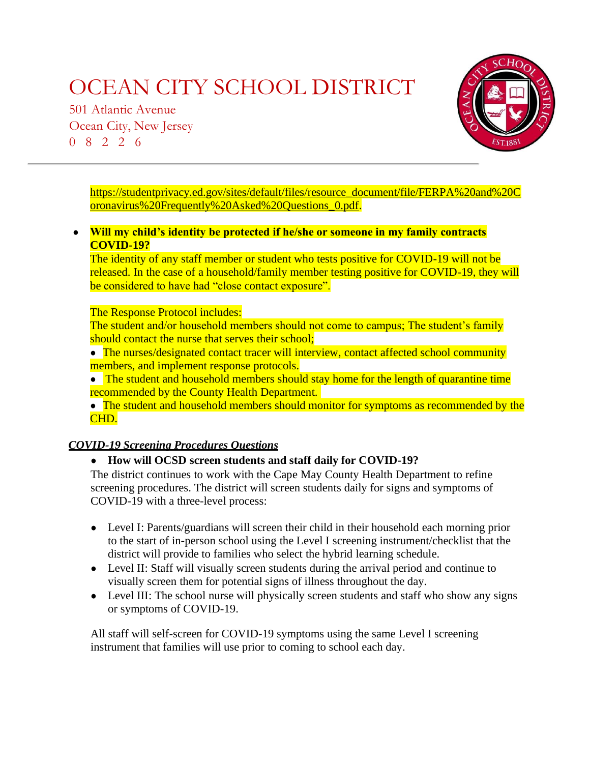https://studentprivacy.ed.gov/sites/default/files/resource_document/file/FERPA%20and%20Coronavirus%20Frequently%20Asked%20Questions_0.pdf.

- **Will my child's identity be protected if he/she or someone in my family contracts COVID-19?**
  The identity of any staff member or student who tests positive for COVID-19 will not be released. In the case of a household/family member testing positive for COVID-19, they will be considered to have had "close contact exposure".

  The Response Protocol includes:
  The student and/or household members should not come to campus; The student's family should contact the nurse that serves their school;
  - The nurses/designated contact tracer will interview, contact affected school community members, and implement response protocols.
  - The student and household members should stay home for the length of quarantine time recommended by the County Health Department.
  - The student and household members should monitor for symptoms as recommended by the CHD.

***COVID-19 Screening Procedures Questions***

- **How will OCSD screen students and staff daily for COVID-19?**

The district continues to work with the Cape May County Health Department to refine screening procedures. The district will screen students daily for signs and symptoms of COVID-19 with a three-level process:

- Level I: Parents/guardians will screen their child in their household each morning prior to the start of in-person school using the Level I screening instrument/checklist that the district will provide to families who select the hybrid learning schedule.
- Level II: Staff will visually screen students during the arrival period and continue to visually screen them for potential signs of illness throughout the day.
- Level III: The school nurse will physically screen students and staff who show any signs or symptoms of COVID-19.

All staff will self-screen for COVID-19 symptoms using the same Level I screening instrument that families will use prior to coming to school each day.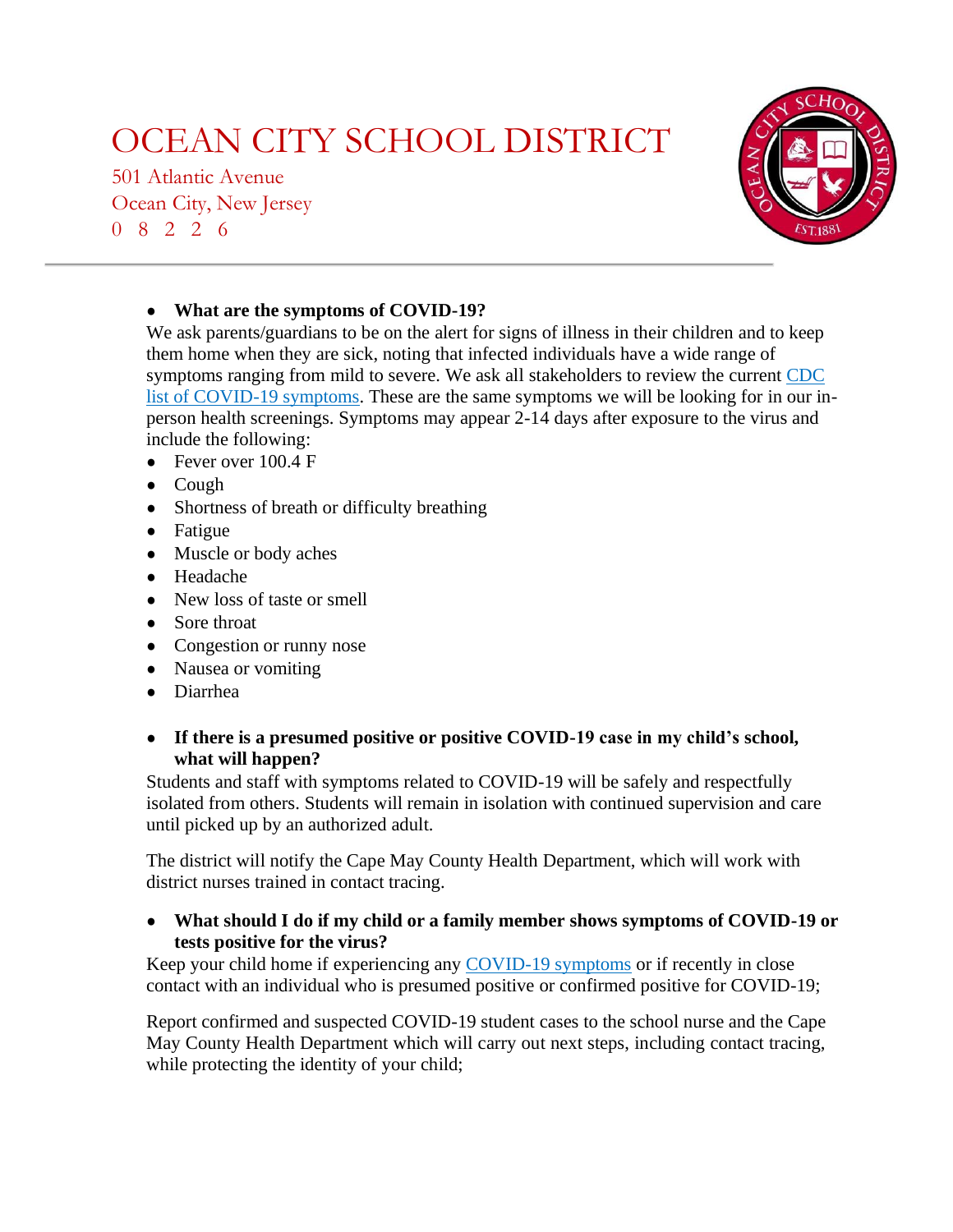# OCEAN CITY SCHOOL DISTRICT

501 Atlantic Avenue
Ocean City, New Jersey
0 8 2 2 6

---

- **What are the symptoms of COVID-19?**

We ask parents/guardians to be on the alert for signs of illness in their children and to keep them home when they are sick, noting that infected individuals have a wide range of symptoms ranging from mild to severe. We ask all stakeholders to review the current [CDC list of COVID-19 symptoms](). These are the same symptoms we will be looking for in our in-person health screenings. Symptoms may appear 2-14 days after exposure to the virus and include the following:

- Fever over 100.4 F
- Cough
- Shortness of breath or difficulty breathing
- Fatigue
- Muscle or body aches
- Headache
- New loss of taste or smell
- Sore throat
- Congestion or runny nose
- Nausea or vomiting
- Diarrhea

- **If there is a presumed positive or positive COVID-19 case in my child's school, what will happen?**

Students and staff with symptoms related to COVID-19 will be safely and respectfully isolated from others. Students will remain in isolation with continued supervision and care until picked up by an authorized adult.

The district will notify the Cape May County Health Department, which will work with district nurses trained in contact tracing.

- **What should I do if my child or a family member shows symptoms of COVID-19 or tests positive for the virus?**

Keep your child home if experiencing any [COVID-19 symptoms]() or if recently in close contact with an individual who is presumed positive or confirmed positive for COVID-19;

Report confirmed and suspected COVID-19 student cases to the school nurse and the Cape May County Health Department which will carry out next steps, including contact tracing, while protecting the identity of your child;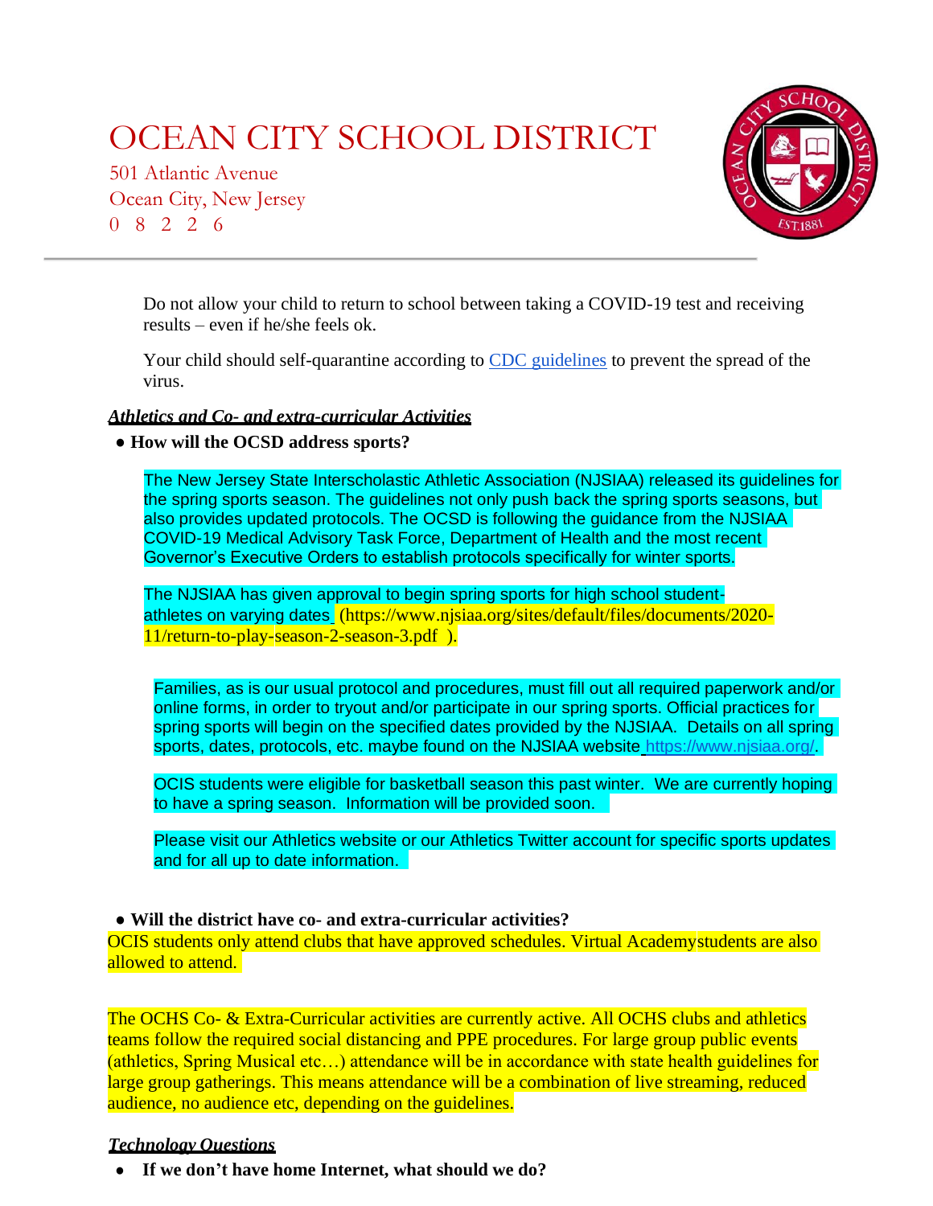# OCEAN CITY SCHOOL DISTRICT

501 Atlantic Avenue
Ocean City, New Jersey
0 8 2 2 6

Do not allow your child to return to school between taking a COVID-19 test and receiving results – even if he/she feels ok.

Your child should self-quarantine according to [CDC guidelines](#) to prevent the spread of the virus.

## *Athletics and Co- and extra-curricular Activities*

- **How will the OCSD address sports?**

The New Jersey State Interscholastic Athletic Association (NJSIAA) released its guidelines for the spring sports season. The guidelines not only push back the spring sports seasons, but also provides updated protocols. The OCSD is following the guidance from the NJSIAA COVID-19 Medical Advisory Task Force, Department of Health and the most recent Governor's Executive Orders to establish protocols specifically for winter sports.

The NJSIAA has given approval to begin spring sports for high school student-athletes on varying dates (https://www.njsiaa.org/sites/default/files/documents/2020-11/return-to-play-season-2-season-3.pdf ).

Families, as is our usual protocol and procedures, must fill out all required paperwork and/or online forms, in order to tryout and/or participate in our spring sports. Official practices for spring sports will begin on the specified dates provided by the NJSIAA. Details on all spring sports, dates, protocols, etc. maybe found on the NJSIAA website https://www.njsiaa.org/.

OCIS students were eligible for basketball season this past winter. We are currently hoping to have a spring season. Information will be provided soon.

Please visit our Athletics website or our Athletics Twitter account for specific sports updates and for all up to date information.

- **Will the district have co- and extra-curricular activities?**

OCIS students only attend clubs that have approved schedules. Virtual Academystudents are also allowed to attend.

The OCHS Co- & Extra-Curricular activities are currently active. All OCHS clubs and athletics teams follow the required social distancing and PPE procedures. For large group public events (athletics, Spring Musical etc…) attendance will be in accordance with state health guidelines for large group gatherings. This means attendance will be a combination of live streaming, reduced audience, no audience etc, depending on the guidelines.

## *Technology Questions*

- **If we don't have home Internet, what should we do?**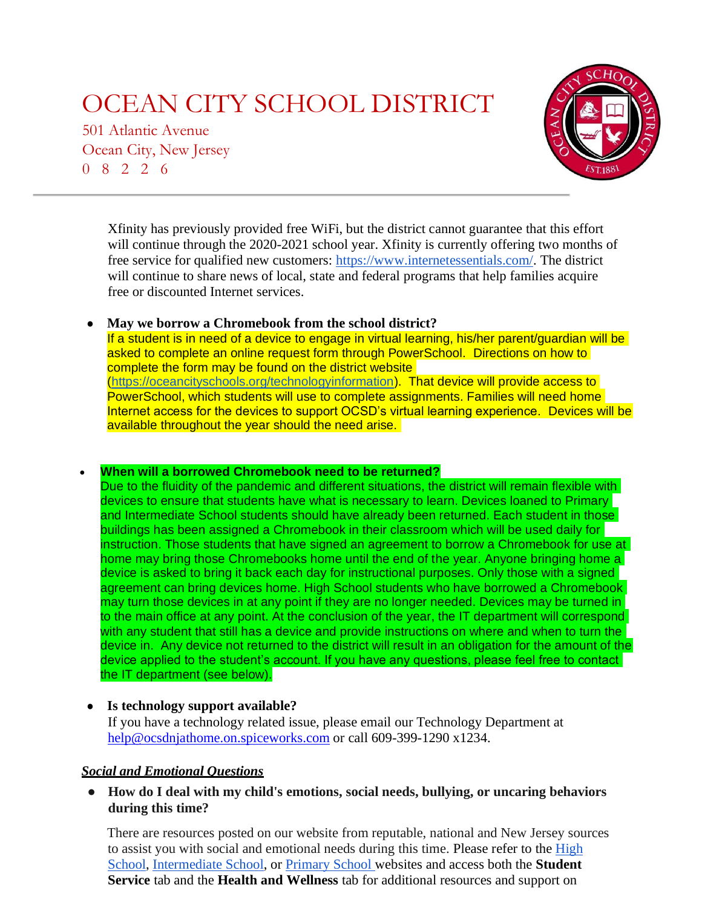# OCEAN CITY SCHOOL DISTRICT

501 Atlantic Avenue
Ocean City, New Jersey
0 8 2 2 6

Xfinity has previously provided free WiFi, but the district cannot guarantee that this effort will continue through the 2020-2021 school year. Xfinity is currently offering two months of free service for qualified new customers: [https://www.internetessentials.com/](https://www.internetessentials.com/). The district will continue to share news of local, state and federal programs that help families acquire free or discounted Internet services.

- **May we borrow a Chromebook from the school district?**
  If a student is in need of a device to engage in virtual learning, his/her parent/guardian will be asked to complete an online request form through PowerSchool. Directions on how to complete the form may be found on the district website ([https://oceancityschools.org/technologyinformation](https://oceancityschools.org/technologyinformation)). That device will provide access to PowerSchool, which students will use to complete assignments. Families will need home Internet access for the devices to support OCSD's virtual learning experience. Devices will be available throughout the year should the need arise.

- **When will a borrowed Chromebook need to be returned?**
  Due to the fluidity of the pandemic and different situations, the district will remain flexible with devices to ensure that students have what is necessary to learn. Devices loaned to Primary and Intermediate School students should have already been returned. Each student in those buildings has been assigned a Chromebook in their classroom which will be used daily for instruction. Those students that have signed an agreement to borrow a Chromebook for use at home may bring those Chromebooks home until the end of the year. Anyone bringing home a device is asked to bring it back each day for instructional purposes. Only those with a signed agreement can bring devices home. High School students who have borrowed a Chromebook may turn those devices in at any point if they are no longer needed. Devices may be turned in to the main office at any point. At the conclusion of the year, the IT department will correspond with any student that still has a device and provide instructions on where and when to turn the device in. Any device not returned to the district will result in an obligation for the amount of the device applied to the student's account. If you have any questions, please feel free to contact the IT department (see below).

- **Is technology support available?**
  If you have a technology related issue, please email our Technology Department at [help@ocsdnjathome.on.spiceworks.com](mailto:help@ocsdnjathome.on.spiceworks.com) or call 609-399-1290 x1234.

***Social and Emotional Questions***

- **How do I deal with my child's emotions, social needs, bullying, or uncaring behaviors during this time?**

  There are resources posted on our website from reputable, national and New Jersey sources to assist you with social and emotional needs during this time. Please refer to the High School, Intermediate School, or Primary School websites and access both the **Student Service** tab and the **Health and Wellness** tab for additional resources and support on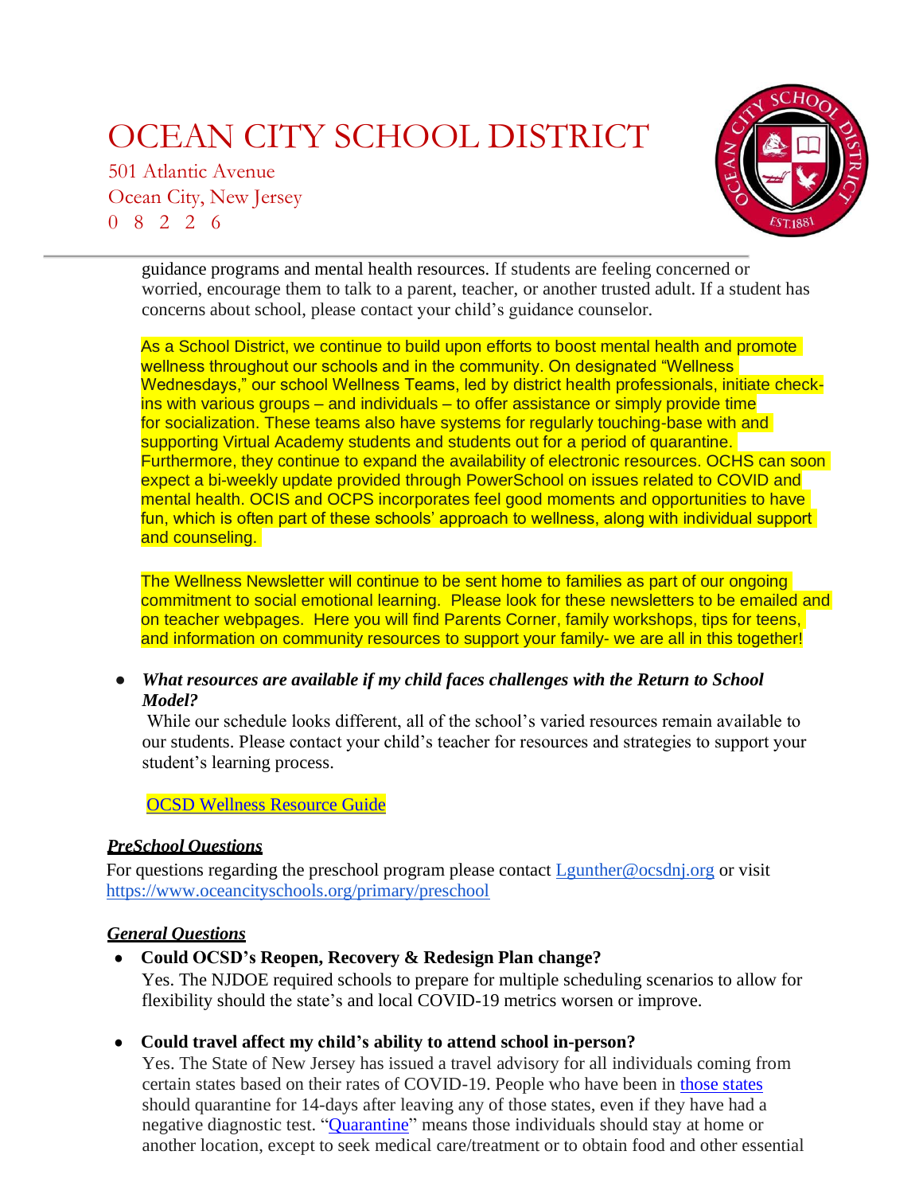guidance programs and mental health resources. If students are feeling concerned or worried, encourage them to talk to a parent, teacher, or another trusted adult. If a student has concerns about school, please contact your child's guidance counselor.

As a School District, we continue to build upon efforts to boost mental health and promote wellness throughout our schools and in the community. On designated "Wellness Wednesdays," our school Wellness Teams, led by district health professionals, initiate check-ins with various groups – and individuals – to offer assistance or simply provide time for socialization. These teams also have systems for regularly touching-base with and supporting Virtual Academy students and students out for a period of quarantine. Furthermore, they continue to expand the availability of electronic resources. OCHS can soon expect a bi-weekly update provided through PowerSchool on issues related to COVID and mental health. OCIS and OCPS incorporates feel good moments and opportunities to have fun, which is often part of these schools' approach to wellness, along with individual support and counseling.

The Wellness Newsletter will continue to be sent home to families as part of our ongoing commitment to social emotional learning. Please look for these newsletters to be emailed and on teacher webpages. Here you will find Parents Corner, family workshops, tips for teens, and information on community resources to support your family- we are all in this together!

- ***What resources are available if my child faces challenges with the Return to School Model?***
  While our schedule looks different, all of the school's varied resources remain available to our students. Please contact your child's teacher for resources and strategies to support your student's learning process.

  OCSD Wellness Resource Guide

### ***PreSchool Questions***

For questions regarding the preschool program please contact Lgunther@ocsdnj.org or visit https://www.oceancityschools.org/primary/preschool

### ***General Questions***

- **Could OCSD's Reopen, Recovery & Redesign Plan change?**
  Yes. The NJDOE required schools to prepare for multiple scheduling scenarios to allow for flexibility should the state's and local COVID-19 metrics worsen or improve.

- **Could travel affect my child's ability to attend school in-person?**
  Yes. The State of New Jersey has issued a travel advisory for all individuals coming from certain states based on their rates of COVID-19. People who have been in those states should quarantine for 14-days after leaving any of those states, even if they have had a negative diagnostic test. "Quarantine" means those individuals should stay at home or another location, except to seek medical care/treatment or to obtain food and other essential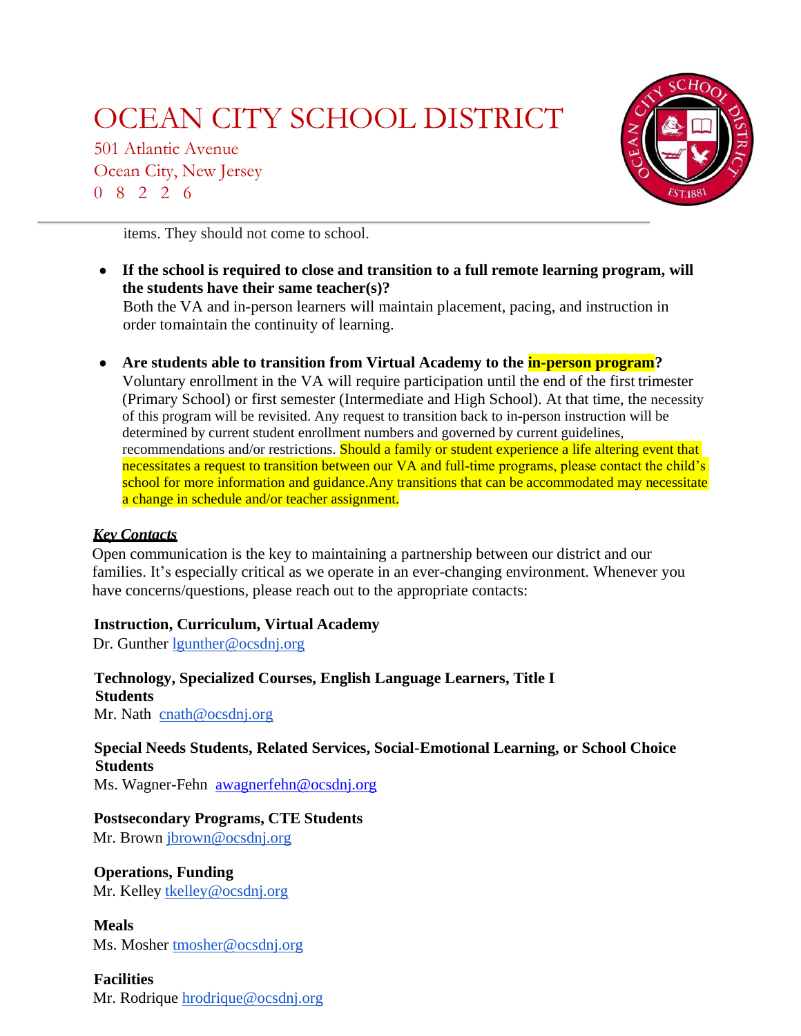items. They should not come to school.

- **If the school is required to close and transition to a full remote learning program, will the students have their same teacher(s)?**
  Both the VA and in-person learners will maintain placement, pacing, and instruction in order tomaintain the continuity of learning.

- **Are students able to transition from Virtual Academy to the in-person program?**
  Voluntary enrollment in the VA will require participation until the end of the first trimester (Primary School) or first semester (Intermediate and High School). At that time, the necessity of this program will be revisited. Any request to transition back to in-person instruction will be determined by current student enrollment numbers and governed by current guidelines, recommendations and/or restrictions. Should a family or student experience a life altering event that necessitates a request to transition between our VA and full-time programs, please contact the child's school for more information and guidance.Any transitions that can be accommodated may necessitate a change in schedule and/or teacher assignment.

***Key Contacts***

Open communication is the key to maintaining a partnership between our district and our families. It's especially critical as we operate in an ever-changing environment. Whenever you have concerns/questions, please reach out to the appropriate contacts:

**Instruction, Curriculum, Virtual Academy**
Dr. Gunther lgunther@ocsdnj.org

**Technology, Specialized Courses, English Language Learners, Title I Students**
Mr. Nath cnath@ocsdnj.org

**Special Needs Students, Related Services, Social-Emotional Learning, or School Choice Students**
Ms. Wagner-Fehn awagnerfehn@ocsdnj.org

**Postsecondary Programs, CTE Students**
Mr. Brown jbrown@ocsdnj.org

**Operations, Funding**
Mr. Kelley tkelley@ocsdnj.org

**Meals**
Ms. Mosher tmosher@ocsdnj.org

**Facilities**
Mr. Rodrique hrodrique@ocsdnj.org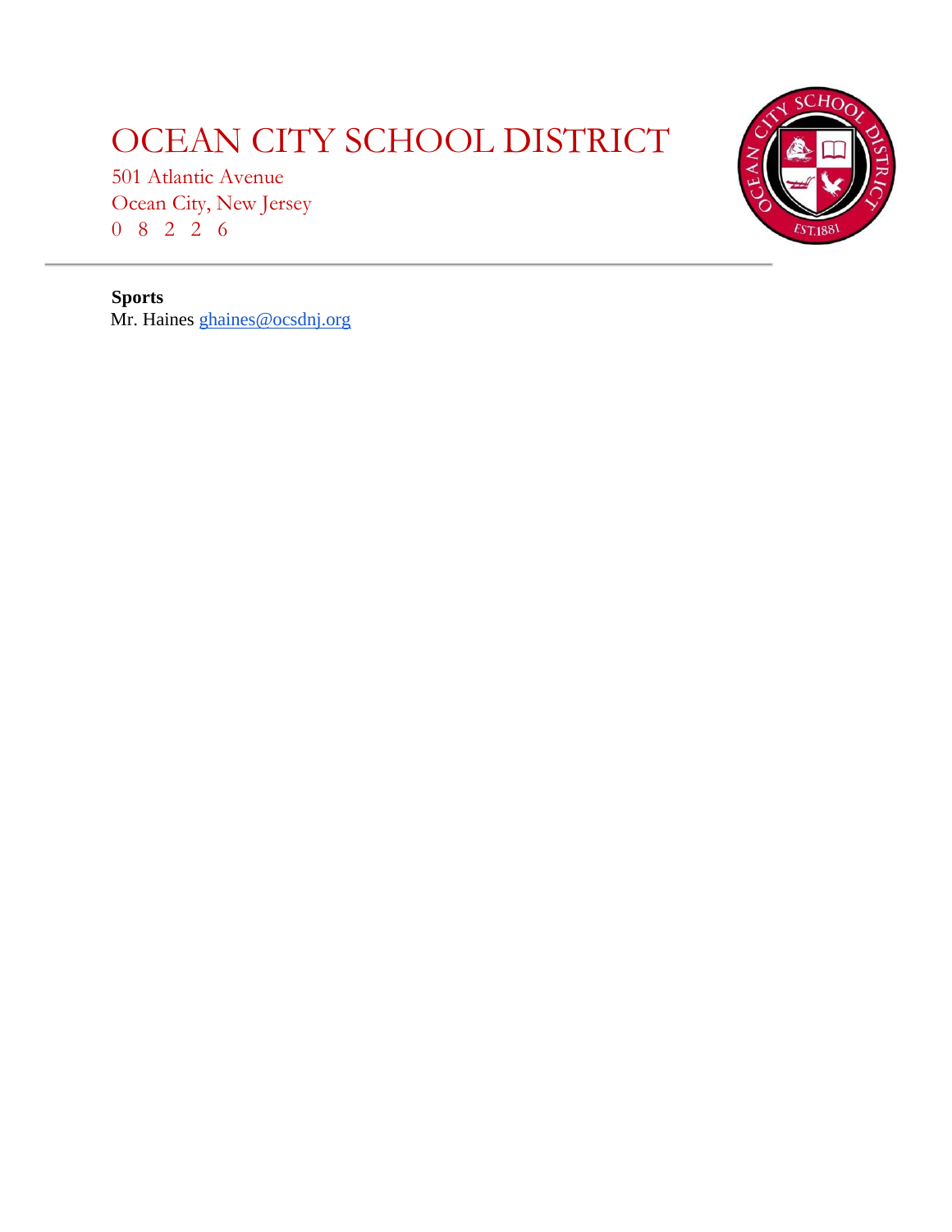# OCEAN CITY SCHOOL DISTRICT

501 Atlantic Avenue
Ocean City, New Jersey
0 8 2 2 6

---

**Sports**
Mr. Haines ghaines@ocsdnj.org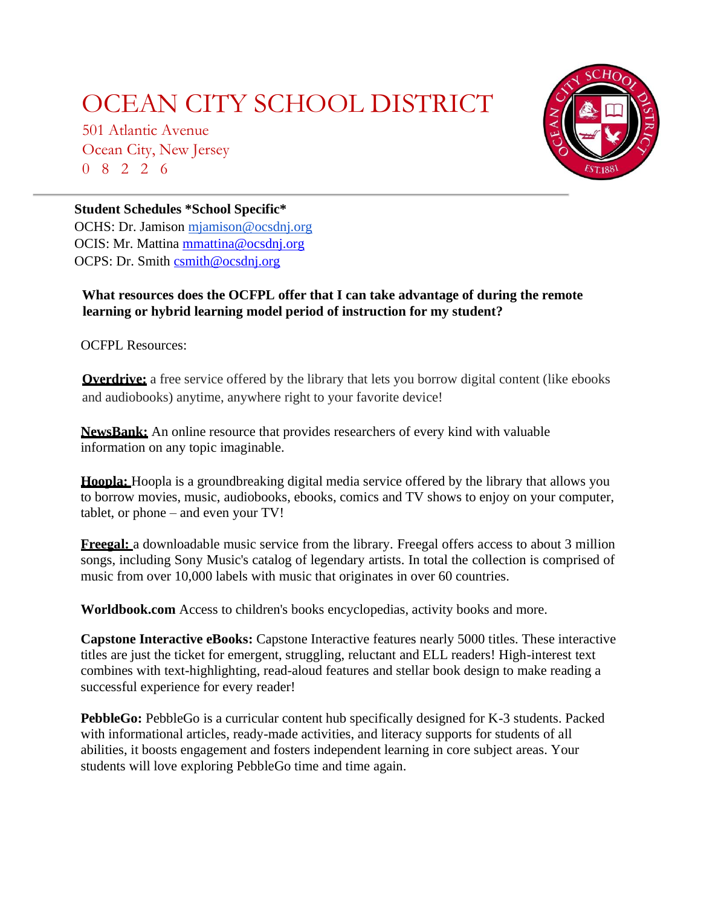# OCEAN CITY SCHOOL DISTRICT

501 Atlantic Avenue
Ocean City, New Jersey
0 8 2 2 6

**Student Schedules *School Specific***
OCHS: Dr. Jamison mjamison@ocsdnj.org
OCIS: Mr. Mattina mmattina@ocsdnj.org
OCPS: Dr. Smith csmith@ocsdnj.org

**What resources does the OCFPL offer that I can take advantage of during the remote learning or hybrid learning model period of instruction for my student?**

OCFPL Resources:

**Overdrive:** a free service offered by the library that lets you borrow digital content (like ebooks and audiobooks) anytime, anywhere right to your favorite device!

**NewsBank:** An online resource that provides researchers of every kind with valuable information on any topic imaginable.

**Hoopla:** Hoopla is a groundbreaking digital media service offered by the library that allows you to borrow movies, music, audiobooks, ebooks, comics and TV shows to enjoy on your computer, tablet, or phone – and even your TV!

**Freegal:** a downloadable music service from the library. Freegal offers access to about 3 million songs, including Sony Music's catalog of legendary artists. In total the collection is comprised of music from over 10,000 labels with music that originates in over 60 countries.

**Worldbook.com** Access to children's books encyclopedias, activity books and more.

**Capstone Interactive eBooks:** Capstone Interactive features nearly 5000 titles. These interactive titles are just the ticket for emergent, struggling, reluctant and ELL readers! High-interest text combines with text-highlighting, read-aloud features and stellar book design to make reading a successful experience for every reader!

**PebbleGo:** PebbleGo is a curricular content hub specifically designed for K-3 students. Packed with informational articles, ready-made activities, and literacy supports for students of all abilities, it boosts engagement and fosters independent learning in core subject areas. Your students will love exploring PebbleGo time and time again.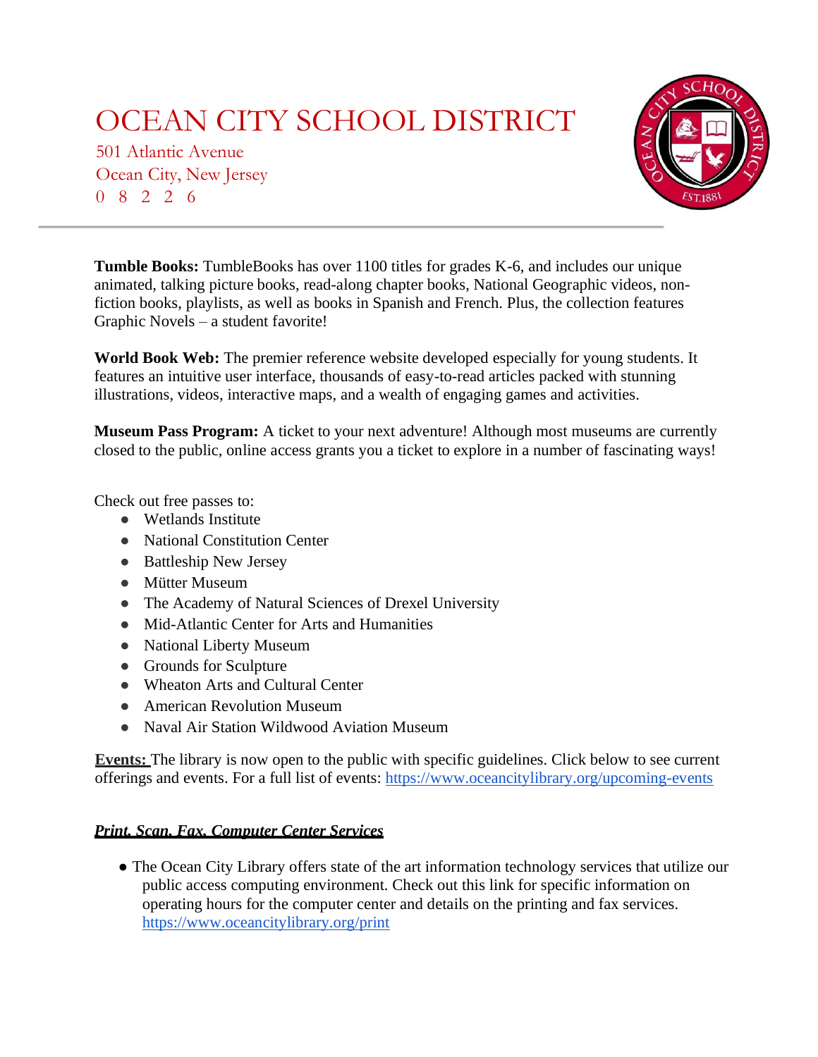# OCEAN CITY SCHOOL DISTRICT

501 Atlantic Avenue
Ocean City, New Jersey
0 8 2 2 6

---

**Tumble Books:** TumbleBooks has over 1100 titles for grades K-6, and includes our unique animated, talking picture books, read-along chapter books, National Geographic videos, non-fiction books, playlists, as well as books in Spanish and French. Plus, the collection features Graphic Novels – a student favorite!

**World Book Web:** The premier reference website developed especially for young students. It features an intuitive user interface, thousands of easy-to-read articles packed with stunning illustrations, videos, interactive maps, and a wealth of engaging games and activities.

**Museum Pass Program:** A ticket to your next adventure! Although most museums are currently closed to the public, online access grants you a ticket to explore in a number of fascinating ways!

Check out free passes to:

- Wetlands Institute
- National Constitution Center
- Battleship New Jersey
- Mütter Museum
- The Academy of Natural Sciences of Drexel University
- Mid-Atlantic Center for Arts and Humanities
- National Liberty Museum
- Grounds for Sculpture
- Wheaton Arts and Cultural Center
- American Revolution Museum
- Naval Air Station Wildwood Aviation Museum

**Events:** The library is now open to the public with specific guidelines. Click below to see current offerings and events. For a full list of events: https://www.oceancitylibrary.org/upcoming-events

***Print, Scan, Fax, Computer Center Services***

- The Ocean City Library offers state of the art information technology services that utilize our public access computing environment. Check out this link for specific information on operating hours for the computer center and details on the printing and fax services. https://www.oceancitylibrary.org/print